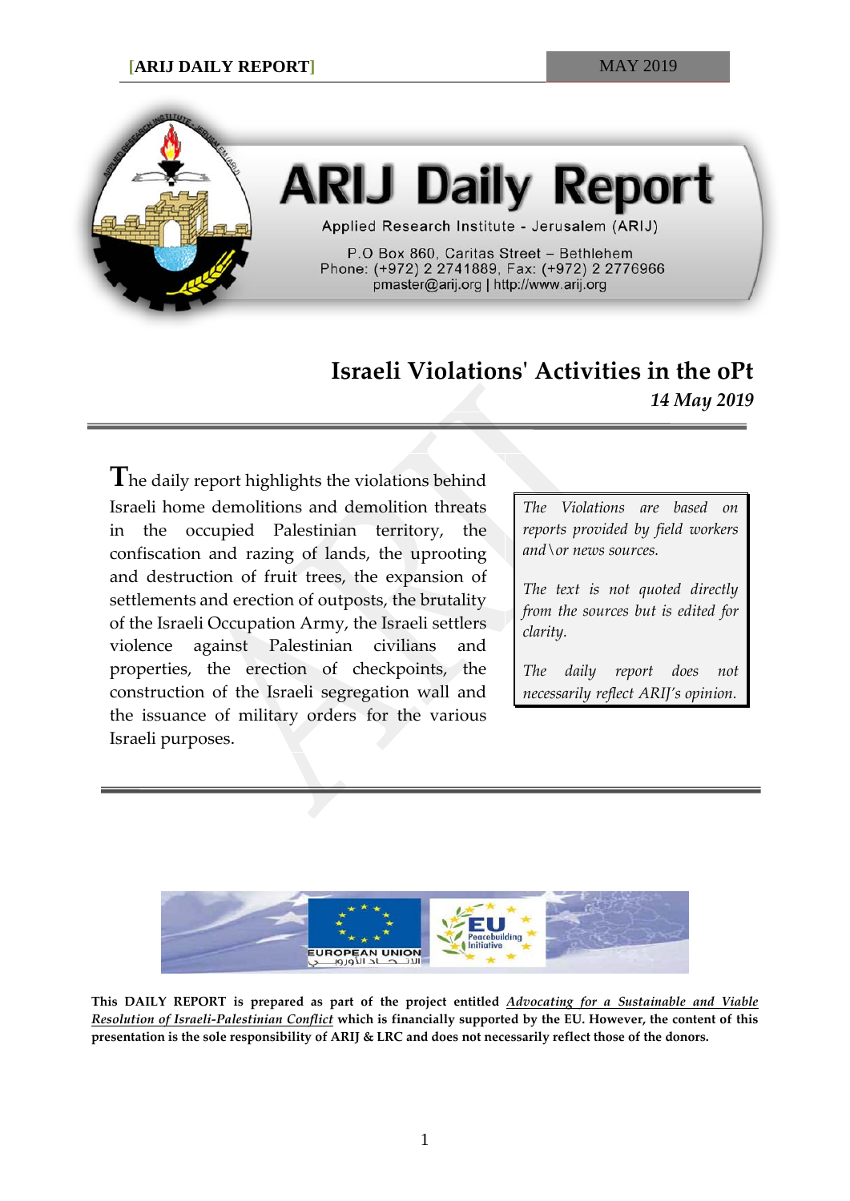# ARIJ Daily Report

Applied Research Institute - Jerusalem (ARIJ)

P.O Box 860, Caritas Street – Bethlehem
Phone: (+972) 2 2741889, Fax: (+972) 2 2776966
pmaster@arij.org | http://www.arij.org

## Israeli Violations' Activities in the oPt

*14 May 2019*

The daily report highlights the violations behind Israeli home demolitions and demolition threats in the occupied Palestinian territory, the confiscation and razing of lands, the uprooting and destruction of fruit trees, the expansion of settlements and erection of outposts, the brutality of the Israeli Occupation Army, the Israeli settlers violence against Palestinian civilians and properties, the erection of checkpoints, the construction of the Israeli segregation wall and the issuance of military orders for the various Israeli purposes.

*The Violations are based on reports provided by field workers and\or news sources.*

*The text is not quoted directly from the sources but is edited for clarity.*

*The daily report does not necessarily reflect ARIJ's opinion.*

**This DAILY REPORT is prepared as part of the project entitled *Advocating for a Sustainable and Viable Resolution of Israeli-Palestinian Conflict* which is financially supported by the EU. However, the content of this presentation is the sole responsibility of ARIJ & LRC and does not necessarily reflect those of the donors.**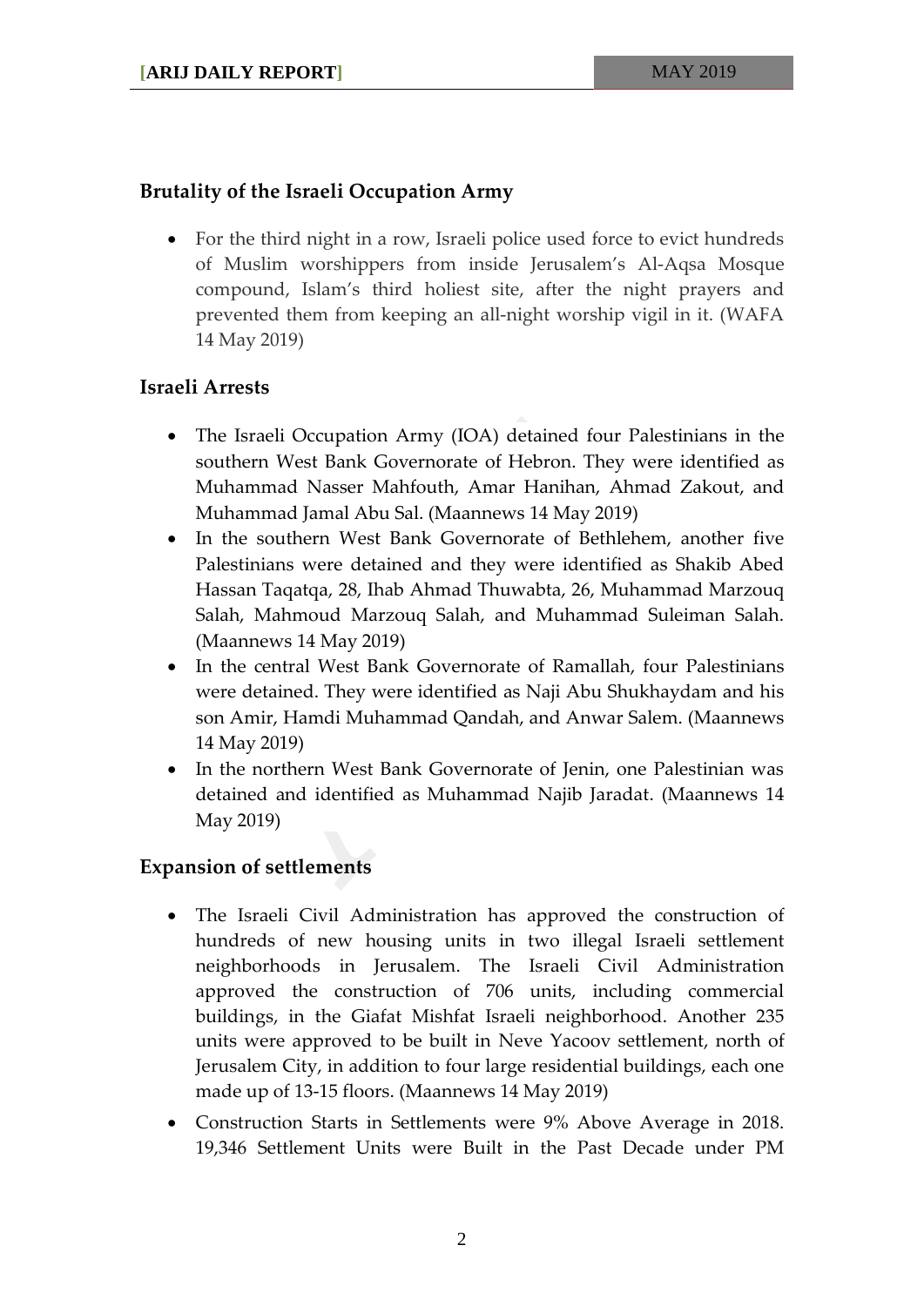## Brutality of the Israeli Occupation Army

- For the third night in a row, Israeli police used force to evict hundreds of Muslim worshippers from inside Jerusalem's Al-Aqsa Mosque compound, Islam's third holiest site, after the night prayers and prevented them from keeping an all-night worship vigil in it. (WAFA 14 May 2019)

## Israeli Arrests

- The Israeli Occupation Army (IOA) detained four Palestinians in the southern West Bank Governorate of Hebron. They were identified as Muhammad Nasser Mahfouth, Amar Hanihan, Ahmad Zakout, and Muhammad Jamal Abu Sal. (Maannews 14 May 2019)
- In the southern West Bank Governorate of Bethlehem, another five Palestinians were detained and they were identified as Shakib Abed Hassan Taqatqa, 28, Ihab Ahmad Thuwabta, 26, Muhammad Marzouq Salah, Mahmoud Marzouq Salah, and Muhammad Suleiman Salah. (Maannews 14 May 2019)
- In the central West Bank Governorate of Ramallah, four Palestinians were detained. They were identified as Naji Abu Shukhaydam and his son Amir, Hamdi Muhammad Qandah, and Anwar Salem. (Maannews 14 May 2019)
- In the northern West Bank Governorate of Jenin, one Palestinian was detained and identified as Muhammad Najib Jaradat. (Maannews 14 May 2019)

## Expansion of settlements

- The Israeli Civil Administration has approved the construction of hundreds of new housing units in two illegal Israeli settlement neighborhoods in Jerusalem. The Israeli Civil Administration approved the construction of 706 units, including commercial buildings, in the Giafat Mishfat Israeli neighborhood. Another 235 units were approved to be built in Neve Yacoov settlement, north of Jerusalem City, in addition to four large residential buildings, each one made up of 13-15 floors. (Maannews 14 May 2019)
- Construction Starts in Settlements were 9% Above Average in 2018. 19,346 Settlement Units were Built in the Past Decade under PM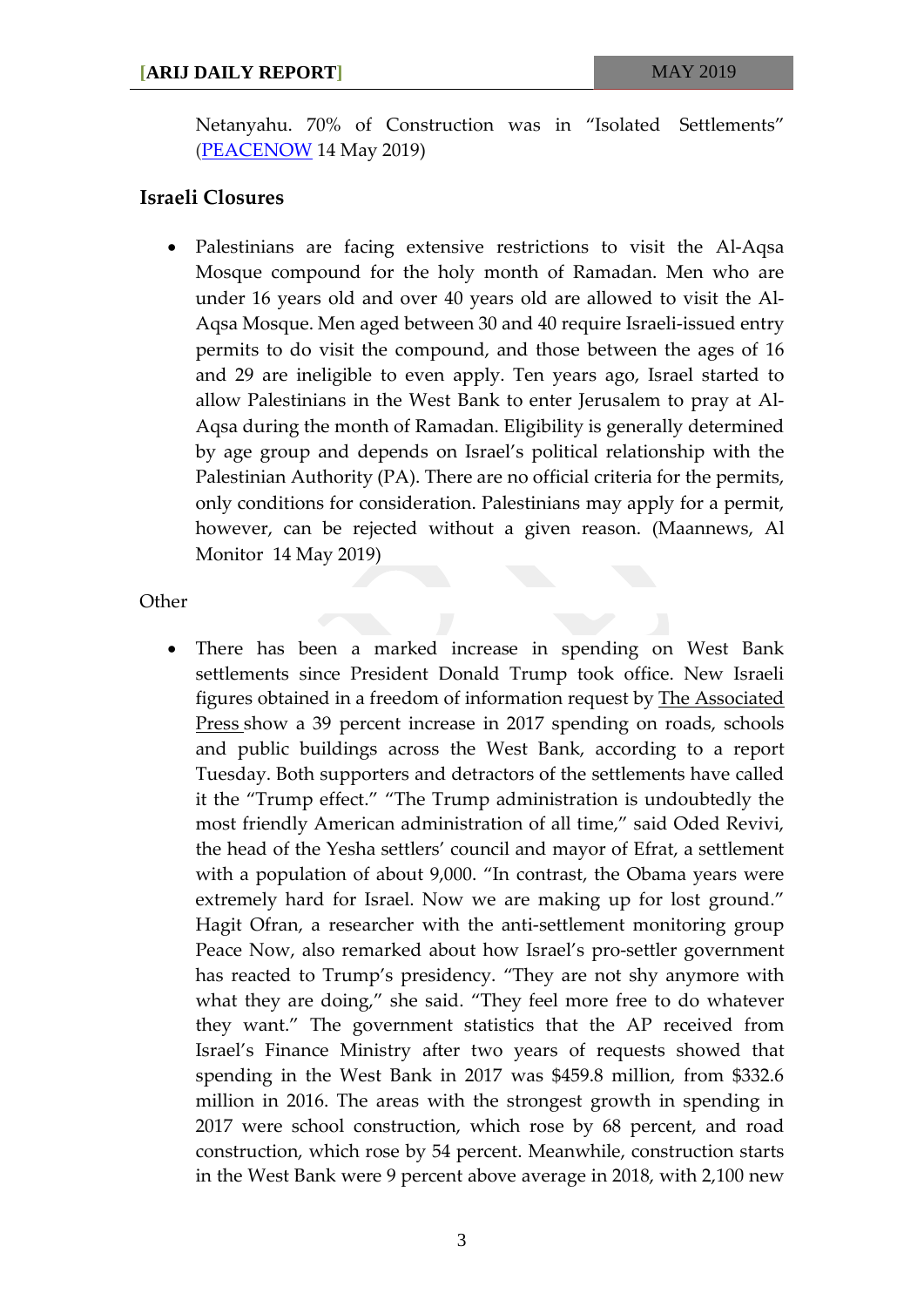Netanyahu. 70% of Construction was in "Isolated Settlements" ([PEACENOW](PEACENOW) 14 May 2019)

### Israeli Closures

- Palestinians are facing extensive restrictions to visit the Al-Aqsa Mosque compound for the holy month of Ramadan. Men who are under 16 years old and over 40 years old are allowed to visit the Al-Aqsa Mosque. Men aged between 30 and 40 require Israeli-issued entry permits to do visit the compound, and those between the ages of 16 and 29 are ineligible to even apply. Ten years ago, Israel started to allow Palestinians in the West Bank to enter Jerusalem to pray at Al-Aqsa during the month of Ramadan. Eligibility is generally determined by age group and depends on Israel's political relationship with the Palestinian Authority (PA). There are no official criteria for the permits, only conditions for consideration. Palestinians may apply for a permit, however, can be rejected without a given reason. (Maannews, Al Monitor 14 May 2019)

Other

- There has been a marked increase in spending on West Bank settlements since President Donald Trump took office. New Israeli figures obtained in a freedom of information request by The Associated Press show a 39 percent increase in 2017 spending on roads, schools and public buildings across the West Bank, according to a report Tuesday. Both supporters and detractors of the settlements have called it the "Trump effect." "The Trump administration is undoubtedly the most friendly American administration of all time," said Oded Revivi, the head of the Yesha settlers' council and mayor of Efrat, a settlement with a population of about 9,000. "In contrast, the Obama years were extremely hard for Israel. Now we are making up for lost ground." Hagit Ofran, a researcher with the anti-settlement monitoring group Peace Now, also remarked about how Israel's pro-settler government has reacted to Trump's presidency. "They are not shy anymore with what they are doing," she said. "They feel more free to do whatever they want." The government statistics that the AP received from Israel's Finance Ministry after two years of requests showed that spending in the West Bank in 2017 was $459.8 million, from $332.6 million in 2016. The areas with the strongest growth in spending in 2017 were school construction, which rose by 68 percent, and road construction, which rose by 54 percent. Meanwhile, construction starts in the West Bank were 9 percent above average in 2018, with 2,100 new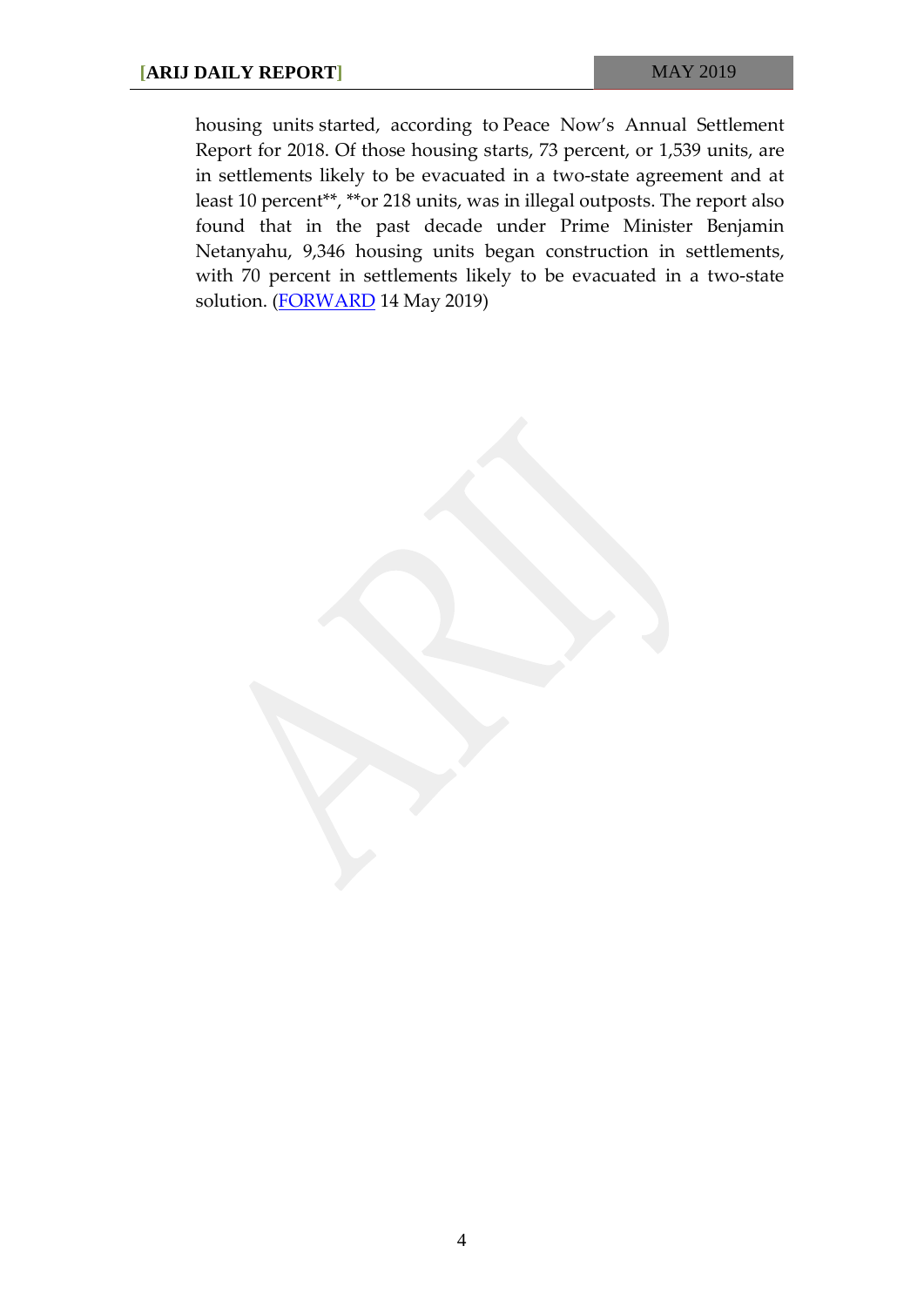housing units started, according to Peace Now's Annual Settlement Report for 2018. Of those housing starts, 73 percent, or 1,539 units, are in settlements likely to be evacuated in a two-state agreement and at least 10 percent**, **or 218 units, was in illegal outposts. The report also found that in the past decade under Prime Minister Benjamin Netanyahu, 9,346 housing units began construction in settlements, with 70 percent in settlements likely to be evacuated in a two-state solution. (FORWARD 14 May 2019)